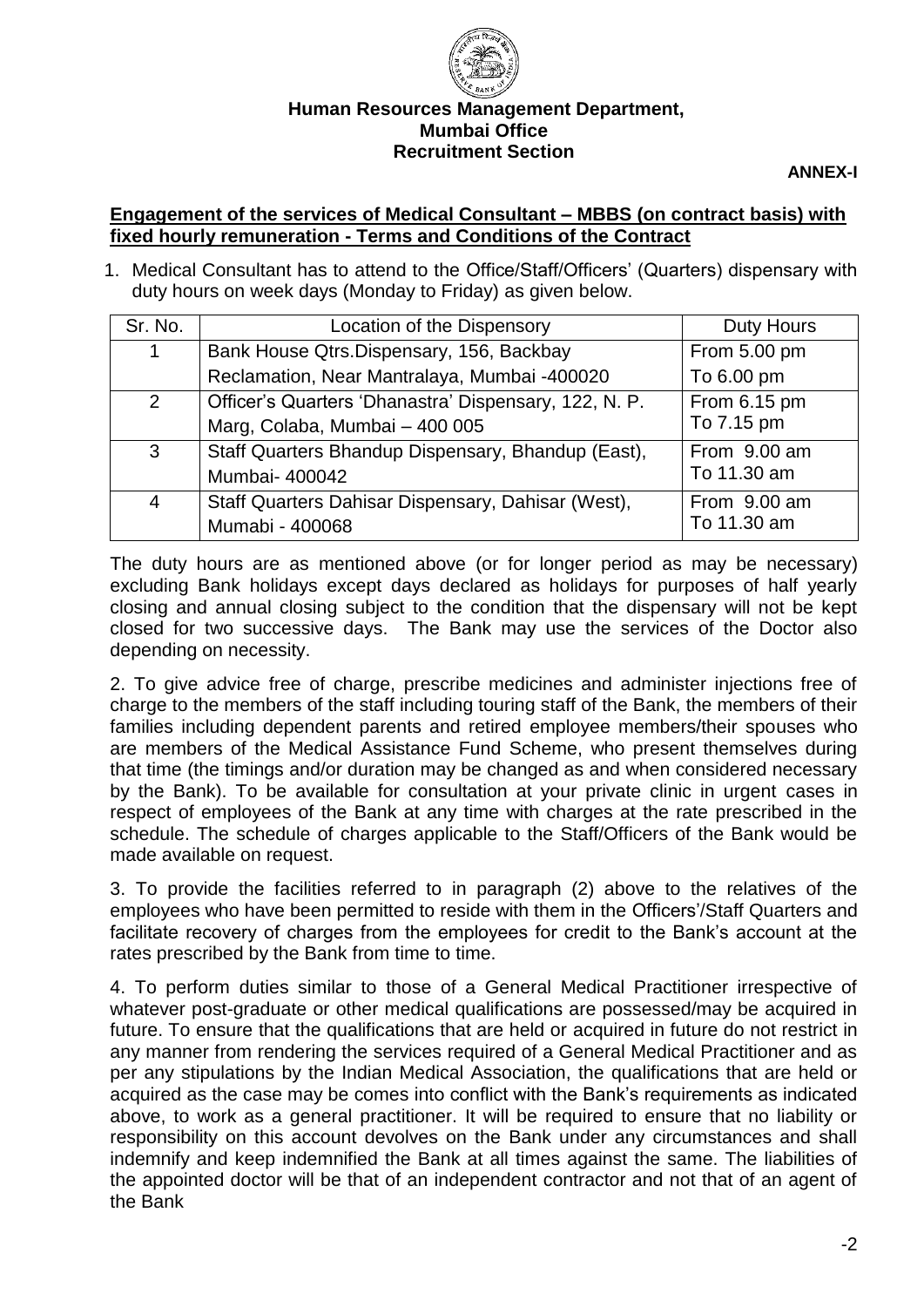**Human Resources Management Department,**
**Mumbai Office**
**Recruitment Section**

**ANNEX-I**

**Engagement of the services of Medical Consultant – MBBS (on contract basis) with fixed hourly remuneration - Terms and Conditions of the Contract**

1. Medical Consultant has to attend to the Office/Staff/Officers' (Quarters) dispensary with duty hours on week days (Monday to Friday) as given below.

| Sr. No. | Location of the Dispensory | Duty Hours |
|---|---|---|
| 1 | Bank House Qtrs.Dispensary, 156, Backbay Reclamation, Near Mantralaya, Mumbai -400020 | From 5.00 pm To 6.00 pm |
| 2 | Officer's Quarters 'Dhanastra' Dispensary, 122, N. P. Marg, Colaba, Mumbai – 400 005 | From 6.15 pm To 7.15 pm |
| 3 | Staff Quarters Bhandup Dispensary, Bhandup (East), Mumbai- 400042 | From 9.00 am To 11.30 am |
| 4 | Staff Quarters Dahisar Dispensary, Dahisar (West), Mumabi - 400068 | From 9.00 am To 11.30 am |

The duty hours are as mentioned above (or for longer period as may be necessary) excluding Bank holidays except days declared as holidays for purposes of half yearly closing and annual closing subject to the condition that the dispensary will not be kept closed for two successive days. The Bank may use the services of the Doctor also depending on necessity.

2. To give advice free of charge, prescribe medicines and administer injections free of charge to the members of the staff including touring staff of the Bank, the members of their families including dependent parents and retired employee members/their spouses who are members of the Medical Assistance Fund Scheme, who present themselves during that time (the timings and/or duration may be changed as and when considered necessary by the Bank). To be available for consultation at your private clinic in urgent cases in respect of employees of the Bank at any time with charges at the rate prescribed in the schedule. The schedule of charges applicable to the Staff/Officers of the Bank would be made available on request.

3. To provide the facilities referred to in paragraph (2) above to the relatives of the employees who have been permitted to reside with them in the Officers'/Staff Quarters and facilitate recovery of charges from the employees for credit to the Bank's account at the rates prescribed by the Bank from time to time.

4. To perform duties similar to those of a General Medical Practitioner irrespective of whatever post-graduate or other medical qualifications are possessed/may be acquired in future. To ensure that the qualifications that are held or acquired in future do not restrict in any manner from rendering the services required of a General Medical Practitioner and as per any stipulations by the Indian Medical Association, the qualifications that are held or acquired as the case may be comes into conflict with the Bank's requirements as indicated above, to work as a general practitioner. It will be required to ensure that no liability or responsibility on this account devolves on the Bank under any circumstances and shall indemnify and keep indemnified the Bank at all times against the same. The liabilities of the appointed doctor will be that of an independent contractor and not that of an agent of the Bank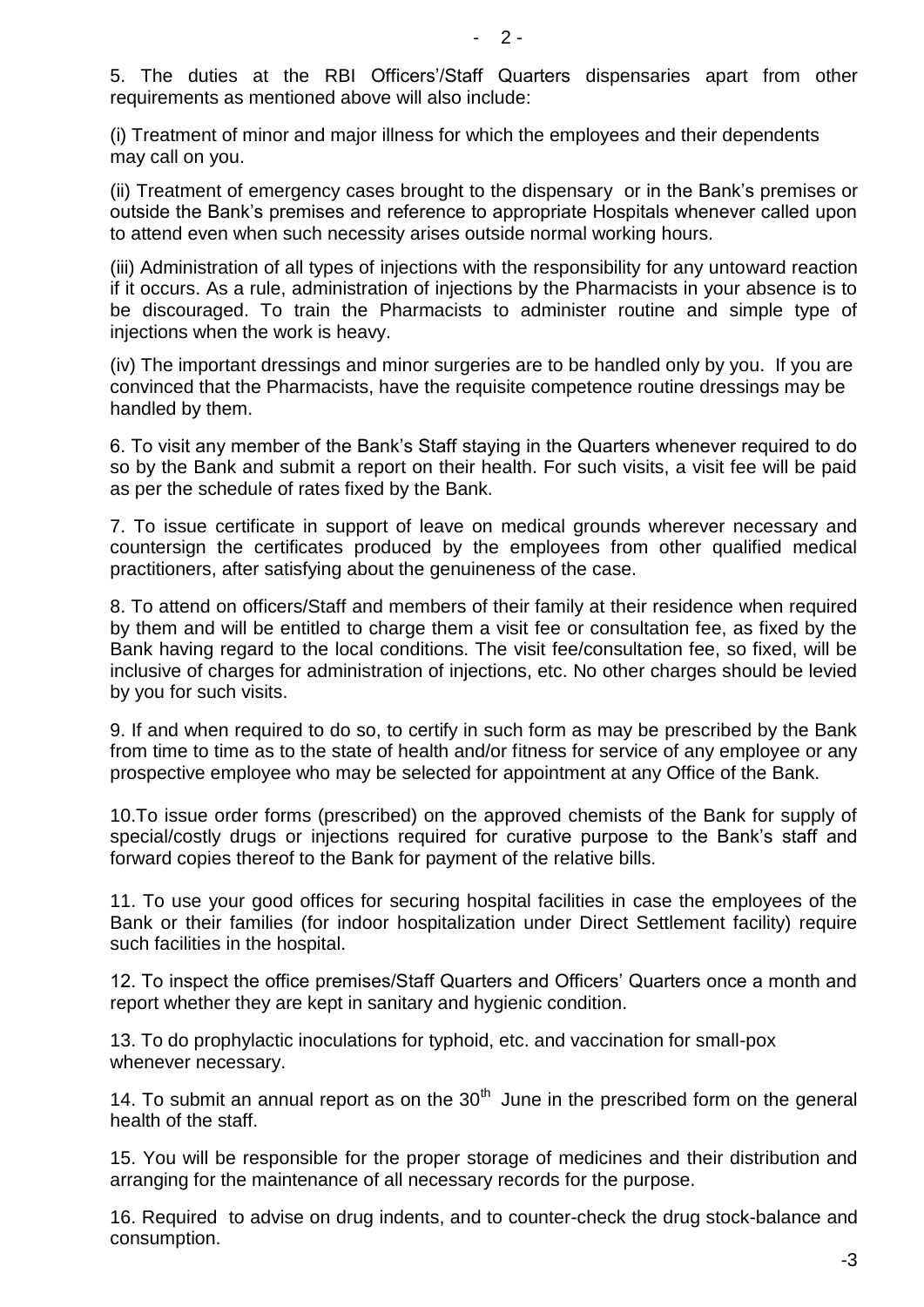5. The duties at the RBI Officers'/Staff Quarters dispensaries apart from other requirements as mentioned above will also include:

(i) Treatment of minor and major illness for which the employees and their dependents may call on you.

(ii) Treatment of emergency cases brought to the dispensary or in the Bank's premises or outside the Bank's premises and reference to appropriate Hospitals whenever called upon to attend even when such necessity arises outside normal working hours.

(iii) Administration of all types of injections with the responsibility for any untoward reaction if it occurs. As a rule, administration of injections by the Pharmacists in your absence is to be discouraged. To train the Pharmacists to administer routine and simple type of injections when the work is heavy.

(iv) The important dressings and minor surgeries are to be handled only by you. If you are convinced that the Pharmacists, have the requisite competence routine dressings may be handled by them.

6. To visit any member of the Bank's Staff staying in the Quarters whenever required to do so by the Bank and submit a report on their health. For such visits, a visit fee will be paid as per the schedule of rates fixed by the Bank.

7. To issue certificate in support of leave on medical grounds wherever necessary and countersign the certificates produced by the employees from other qualified medical practitioners, after satisfying about the genuineness of the case.

8. To attend on officers/Staff and members of their family at their residence when required by them and will be entitled to charge them a visit fee or consultation fee, as fixed by the Bank having regard to the local conditions. The visit fee/consultation fee, so fixed, will be inclusive of charges for administration of injections, etc. No other charges should be levied by you for such visits.

9. If and when required to do so, to certify in such form as may be prescribed by the Bank from time to time as to the state of health and/or fitness for service of any employee or any prospective employee who may be selected for appointment at any Office of the Bank.

10. To issue order forms (prescribed) on the approved chemists of the Bank for supply of special/costly drugs or injections required for curative purpose to the Bank's staff and forward copies thereof to the Bank for payment of the relative bills.

11. To use your good offices for securing hospital facilities in case the employees of the Bank or their families (for indoor hospitalization under Direct Settlement facility) require such facilities in the hospital.

12. To inspect the office premises/Staff Quarters and Officers' Quarters once a month and report whether they are kept in sanitary and hygienic condition.

13. To do prophylactic inoculations for typhoid, etc. and vaccination for small-pox whenever necessary.

14. To submit an annual report as on the 30th June in the prescribed form on the general health of the staff.

15. You will be responsible for the proper storage of medicines and their distribution and arranging for the maintenance of all necessary records for the purpose.

16. Required to advise on drug indents, and to counter-check the drug stock-balance and consumption.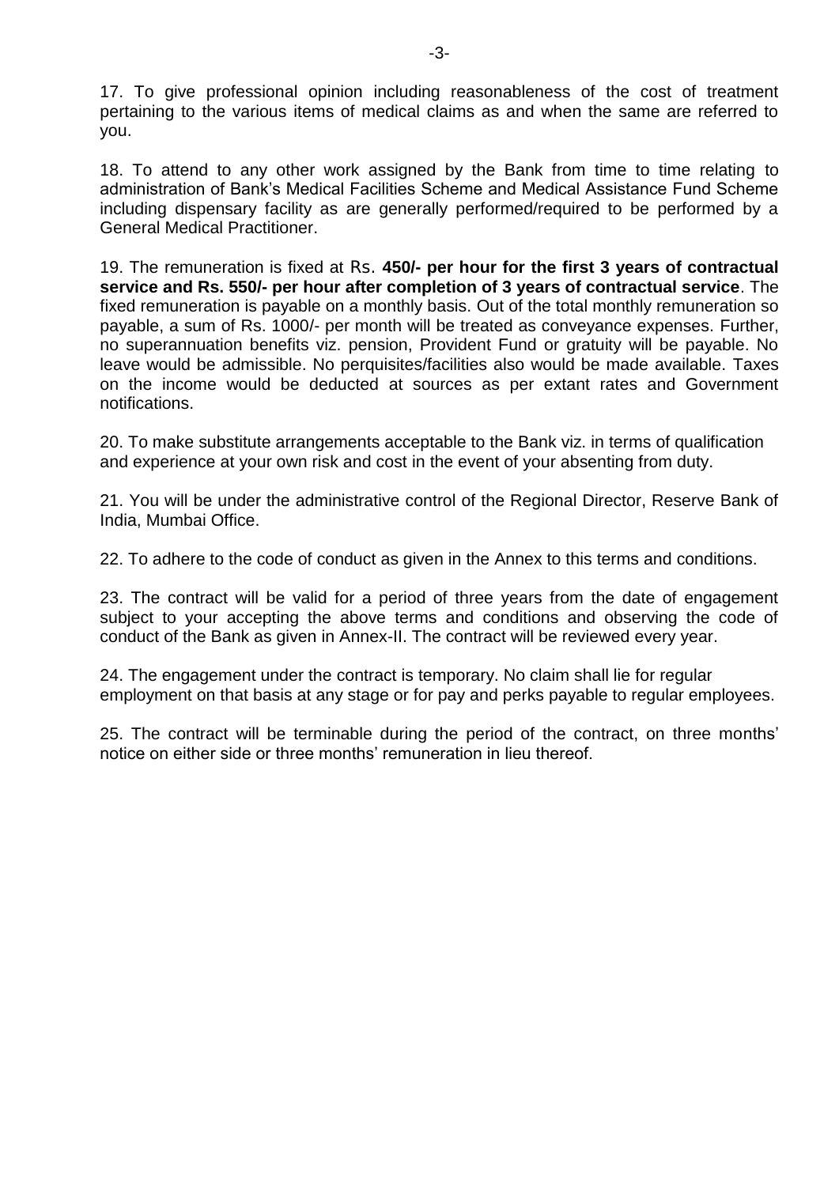17. To give professional opinion including reasonableness of the cost of treatment pertaining to the various items of medical claims as and when the same are referred to you.

18. To attend to any other work assigned by the Bank from time to time relating to administration of Bank's Medical Facilities Scheme and Medical Assistance Fund Scheme including dispensary facility as are generally performed/required to be performed by a General Medical Practitioner.

19. The remuneration is fixed at Rs. **450/- per hour for the first 3 years of contractual service and Rs. 550/- per hour after completion of 3 years of contractual service**. The fixed remuneration is payable on a monthly basis. Out of the total monthly remuneration so payable, a sum of Rs. 1000/- per month will be treated as conveyance expenses. Further, no superannuation benefits viz. pension, Provident Fund or gratuity will be payable. No leave would be admissible. No perquisites/facilities also would be made available. Taxes on the income would be deducted at sources as per extant rates and Government notifications.

20. To make substitute arrangements acceptable to the Bank viz. in terms of qualification and experience at your own risk and cost in the event of your absenting from duty.

21. You will be under the administrative control of the Regional Director, Reserve Bank of India, Mumbai Office.

22. To adhere to the code of conduct as given in the Annex to this terms and conditions.

23. The contract will be valid for a period of three years from the date of engagement subject to your accepting the above terms and conditions and observing the code of conduct of the Bank as given in Annex-II. The contract will be reviewed every year.

24. The engagement under the contract is temporary. No claim shall lie for regular employment on that basis at any stage or for pay and perks payable to regular employees.

25. The contract will be terminable during the period of the contract, on three months' notice on either side or three months' remuneration in lieu thereof.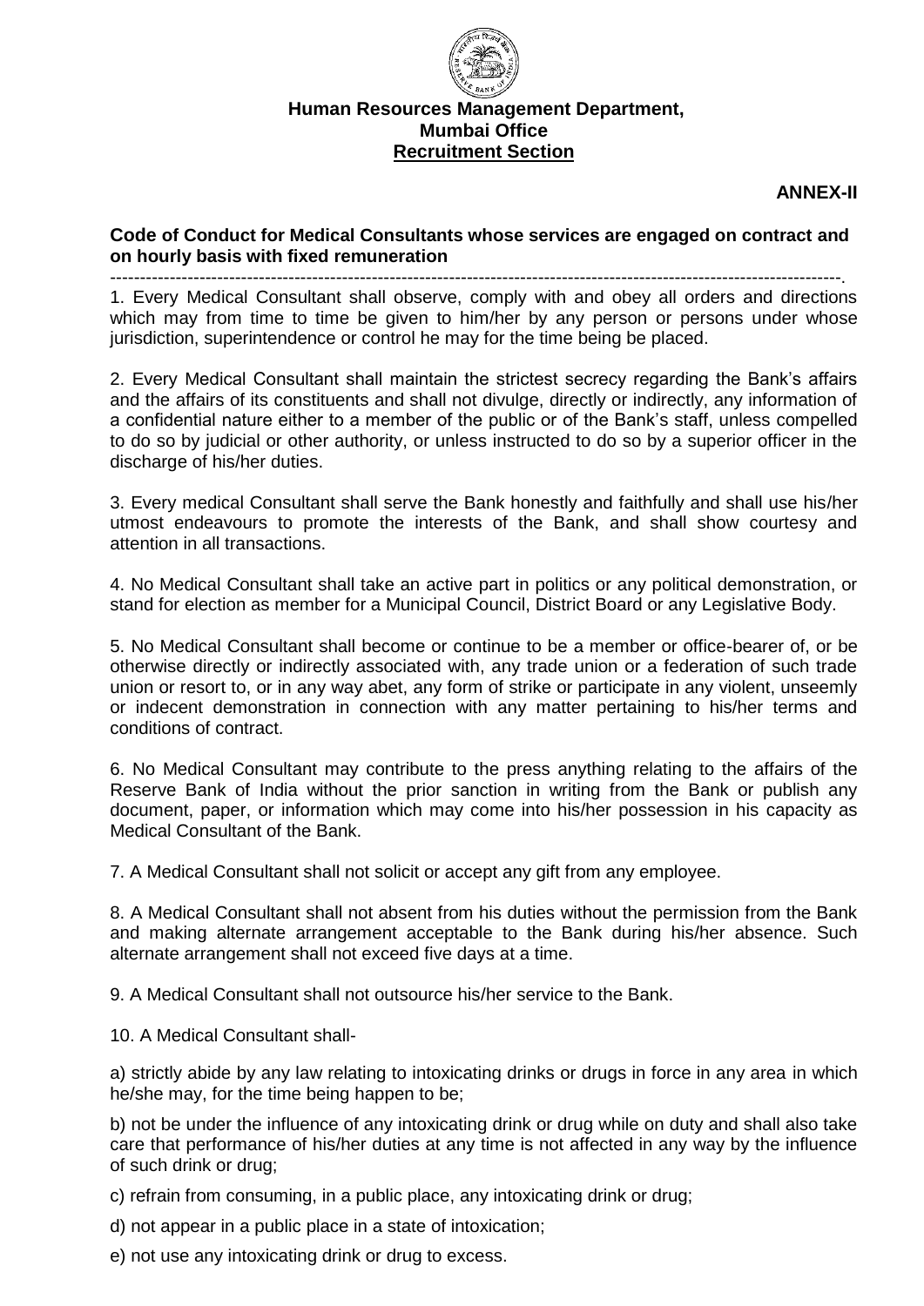**Human Resources Management Department,**
**Mumbai Office**
**Recruitment Section**

**ANNEX-II**

**Code of Conduct for Medical Consultants whose services are engaged on contract and on hourly basis with fixed remuneration**

---

1. Every Medical Consultant shall observe, comply with and obey all orders and directions which may from time to time be given to him/her by any person or persons under whose jurisdiction, superintendence or control he may for the time being be placed.

2. Every Medical Consultant shall maintain the strictest secrecy regarding the Bank's affairs and the affairs of its constituents and shall not divulge, directly or indirectly, any information of a confidential nature either to a member of the public or of the Bank's staff, unless compelled to do so by judicial or other authority, or unless instructed to do so by a superior officer in the discharge of his/her duties.

3. Every medical Consultant shall serve the Bank honestly and faithfully and shall use his/her utmost endeavours to promote the interests of the Bank, and shall show courtesy and attention in all transactions.

4. No Medical Consultant shall take an active part in politics or any political demonstration, or stand for election as member for a Municipal Council, District Board or any Legislative Body.

5. No Medical Consultant shall become or continue to be a member or office-bearer of, or be otherwise directly or indirectly associated with, any trade union or a federation of such trade union or resort to, or in any way abet, any form of strike or participate in any violent, unseemly or indecent demonstration in connection with any matter pertaining to his/her terms and conditions of contract.

6. No Medical Consultant may contribute to the press anything relating to the affairs of the Reserve Bank of India without the prior sanction in writing from the Bank or publish any document, paper, or information which may come into his/her possession in his capacity as Medical Consultant of the Bank.

7. A Medical Consultant shall not solicit or accept any gift from any employee.

8. A Medical Consultant shall not absent from his duties without the permission from the Bank and making alternate arrangement acceptable to the Bank during his/her absence. Such alternate arrangement shall not exceed five days at a time.

9. A Medical Consultant shall not outsource his/her service to the Bank.

10. A Medical Consultant shall-

a) strictly abide by any law relating to intoxicating drinks or drugs in force in any area in which he/she may, for the time being happen to be;

b) not be under the influence of any intoxicating drink or drug while on duty and shall also take care that performance of his/her duties at any time is not affected in any way by the influence of such drink or drug;

c) refrain from consuming, in a public place, any intoxicating drink or drug;

d) not appear in a public place in a state of intoxication;

e) not use any intoxicating drink or drug to excess.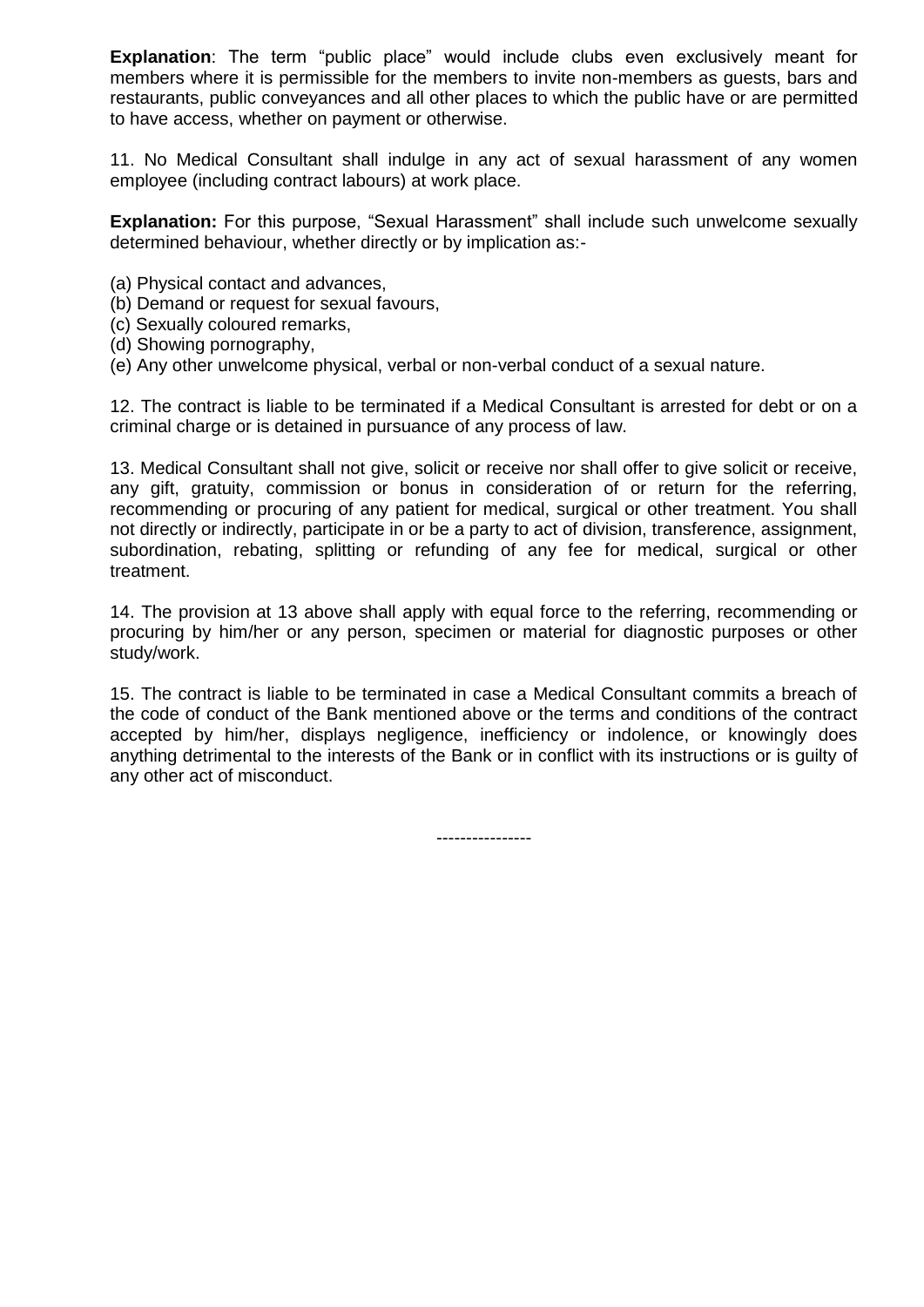**Explanation**: The term "public place" would include clubs even exclusively meant for members where it is permissible for the members to invite non-members as guests, bars and restaurants, public conveyances and all other places to which the public have or are permitted to have access, whether on payment or otherwise.

11. No Medical Consultant shall indulge in any act of sexual harassment of any women employee (including contract labours) at work place.

**Explanation:** For this purpose, "Sexual Harassment" shall include such unwelcome sexually determined behaviour, whether directly or by implication as:-

(a) Physical contact and advances,
(b) Demand or request for sexual favours,
(c) Sexually coloured remarks,
(d) Showing pornography,
(e) Any other unwelcome physical, verbal or non-verbal conduct of a sexual nature.

12. The contract is liable to be terminated if a Medical Consultant is arrested for debt or on a criminal charge or is detained in pursuance of any process of law.

13. Medical Consultant shall not give, solicit or receive nor shall offer to give solicit or receive, any gift, gratuity, commission or bonus in consideration of or return for the referring, recommending or procuring of any patient for medical, surgical or other treatment. You shall not directly or indirectly, participate in or be a party to act of division, transference, assignment, subordination, rebating, splitting or refunding of any fee for medical, surgical or other treatment.

14. The provision at 13 above shall apply with equal force to the referring, recommending or procuring by him/her or any person, specimen or material for diagnostic purposes or other study/work.

15. The contract is liable to be terminated in case a Medical Consultant commits a breach of the code of conduct of the Bank mentioned above or the terms and conditions of the contract accepted by him/her, displays negligence, inefficiency or indolence, or knowingly does anything detrimental to the interests of the Bank or in conflict with its instructions or is guilty of any other act of misconduct.

----------------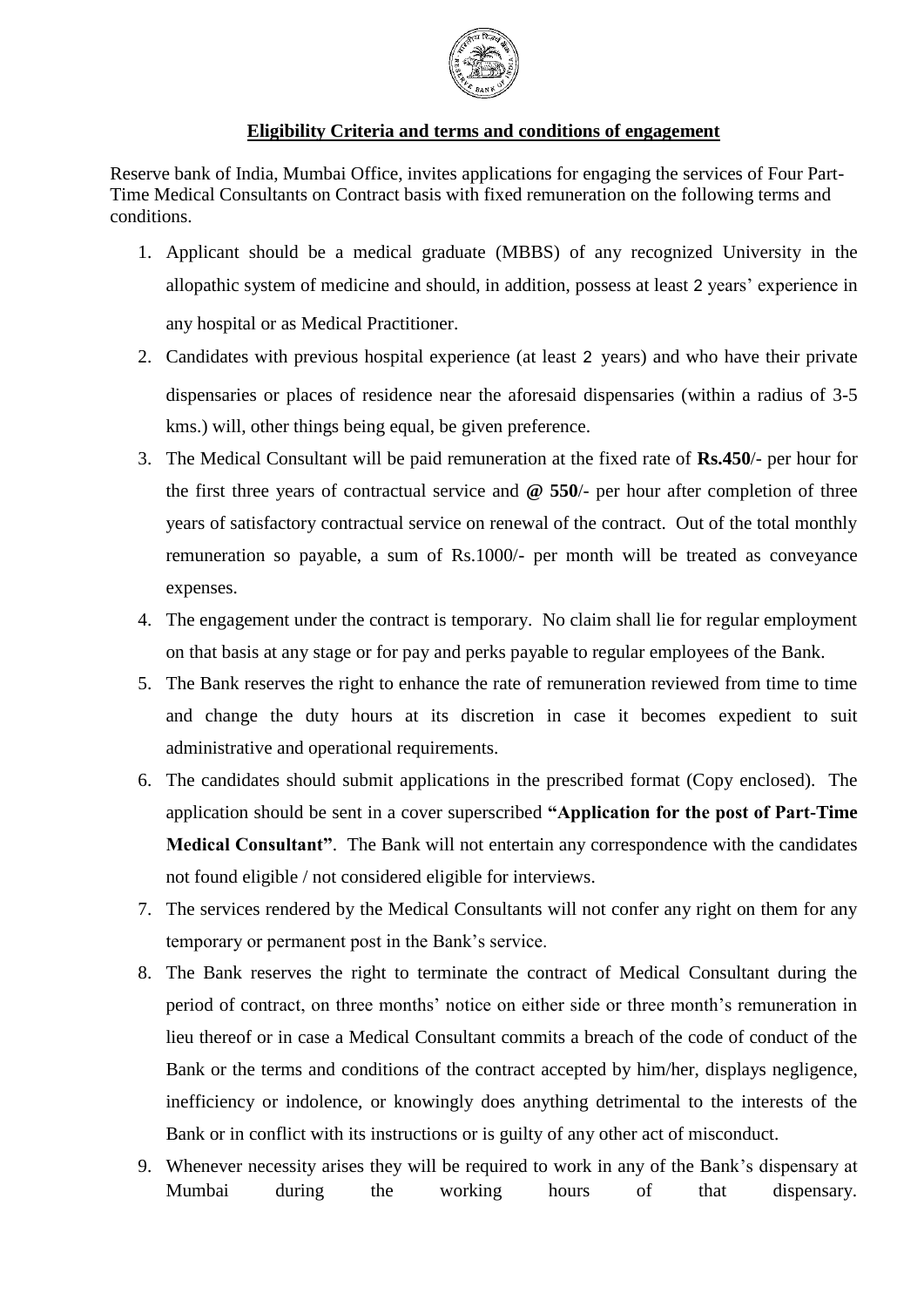## Eligibility Criteria and terms and conditions of engagement

Reserve bank of India, Mumbai Office, invites applications for engaging the services of Four Part-Time Medical Consultants on Contract basis with fixed remuneration on the following terms and conditions.

1. Applicant should be a medical graduate (MBBS) of any recognized University in the allopathic system of medicine and should, in addition, possess at least 2 years' experience in any hospital or as Medical Practitioner.
2. Candidates with previous hospital experience (at least 2 years) and who have their private dispensaries or places of residence near the aforesaid dispensaries (within a radius of 3-5 kms.) will, other things being equal, be given preference.
3. The Medical Consultant will be paid remuneration at the fixed rate of **Rs.450**/- per hour for the first three years of contractual service and **@ 550**/- per hour after completion of three years of satisfactory contractual service on renewal of the contract. Out of the total monthly remuneration so payable, a sum of Rs.1000/- per month will be treated as conveyance expenses.
4. The engagement under the contract is temporary. No claim shall lie for regular employment on that basis at any stage or for pay and perks payable to regular employees of the Bank.
5. The Bank reserves the right to enhance the rate of remuneration reviewed from time to time and change the duty hours at its discretion in case it becomes expedient to suit administrative and operational requirements.
6. The candidates should submit applications in the prescribed format (Copy enclosed). The application should be sent in a cover superscribed **"Application for the post of Part-Time Medical Consultant"**. The Bank will not entertain any correspondence with the candidates not found eligible / not considered eligible for interviews.
7. The services rendered by the Medical Consultants will not confer any right on them for any temporary or permanent post in the Bank's service.
8. The Bank reserves the right to terminate the contract of Medical Consultant during the period of contract, on three months' notice on either side or three month's remuneration in lieu thereof or in case a Medical Consultant commits a breach of the code of conduct of the Bank or the terms and conditions of the contract accepted by him/her, displays negligence, inefficiency or indolence, or knowingly does anything detrimental to the interests of the Bank or in conflict with its instructions or is guilty of any other act of misconduct.
9. Whenever necessity arises they will be required to work in any of the Bank's dispensary at Mumbai during the working hours of that dispensary.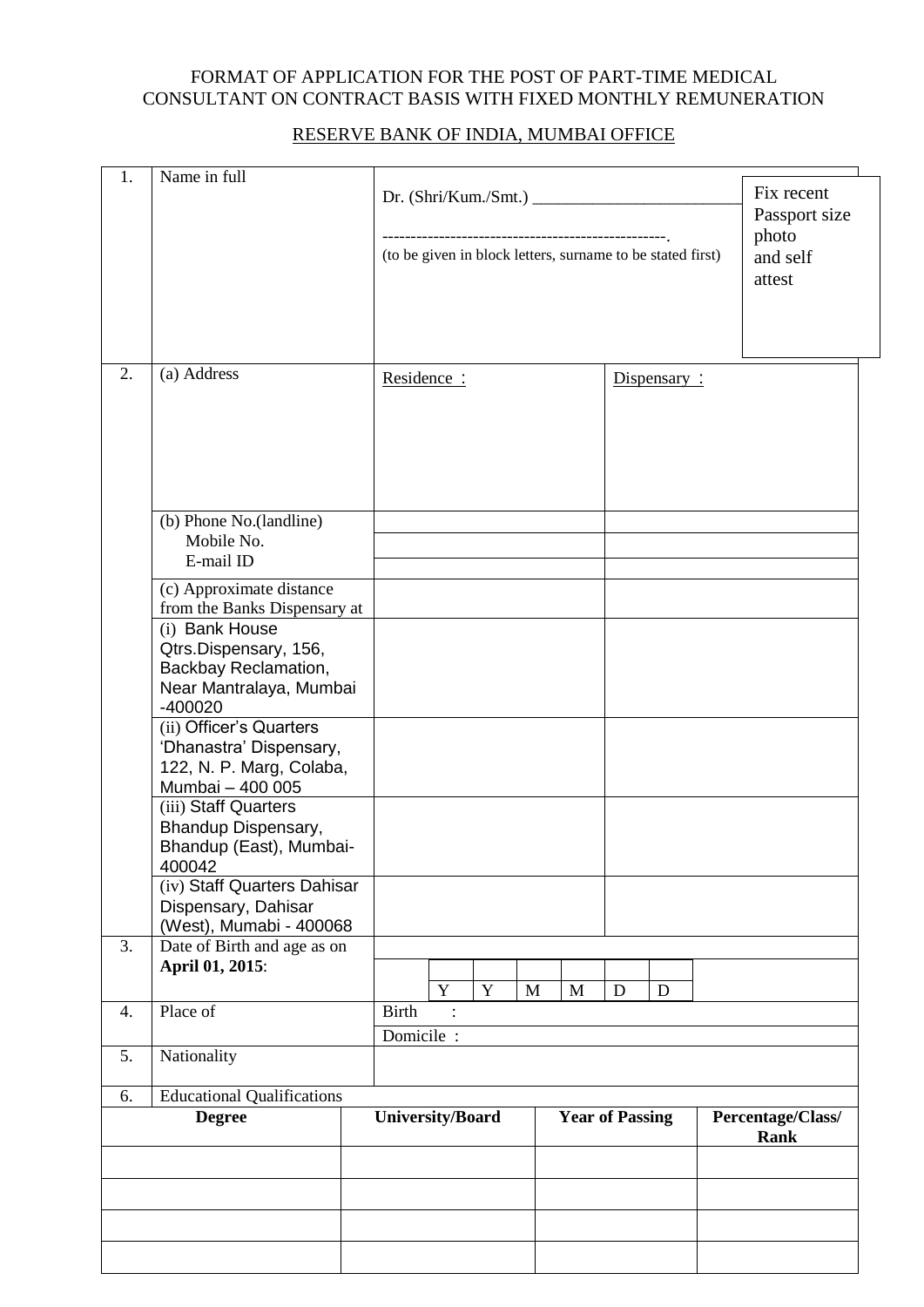FORMAT OF APPLICATION FOR THE POST OF PART-TIME MEDICAL CONSULTANT ON CONTRACT BASIS WITH FIXED MONTHLY REMUNERATION

RESERVE BANK OF INDIA, MUMBAI OFFICE

| | | | |
|---|---|---|---|
| 1. | Name in full | Dr. (Shri/Kum./Smt.) ________________________<br>--------------------------------------------------.<br>(to be given in block letters, surname to be stated first) | Fix recent Passport size photo and self attest |
| 2. | (a) Address | Residence : | Dispensary : |
| | (b) Phone No.(landline) | | |
| | Mobile No. | | |
| | E-mail ID | | |
| | (c) Approximate distance from the Banks Dispensary at | | |
| | (i) Bank House Qtrs.Dispensary, 156, Backbay Reclamation, Near Mantralaya, Mumbai -400020 | | |
| | (ii) Officer's Quarters 'Dhanastra' Dispensary, 122, N. P. Marg, Colaba, Mumbai – 400 005 | | |
| | (iii) Staff Quarters Bhandup Dispensary, Bhandup (East), Mumbai-400042 | | |
| | (iv) Staff Quarters Dahisar Dispensary, Dahisar (West), Mumabi - 400068 | | |
| 3. | Date of Birth and age as on **April 01, 2015**: | Y Y M M D D | |
| 4. | Place of | Birth : | |
| | | Domicile : | |
| 5. | Nationality | | |
| 6. | Educational Qualifications | | |

| **Degree** | **University/Board** | **Year of Passing** | **Percentage/Class/ Rank** |
|---|---|---|---|
| | | | |
| | | | |
| | | | |
| | | | |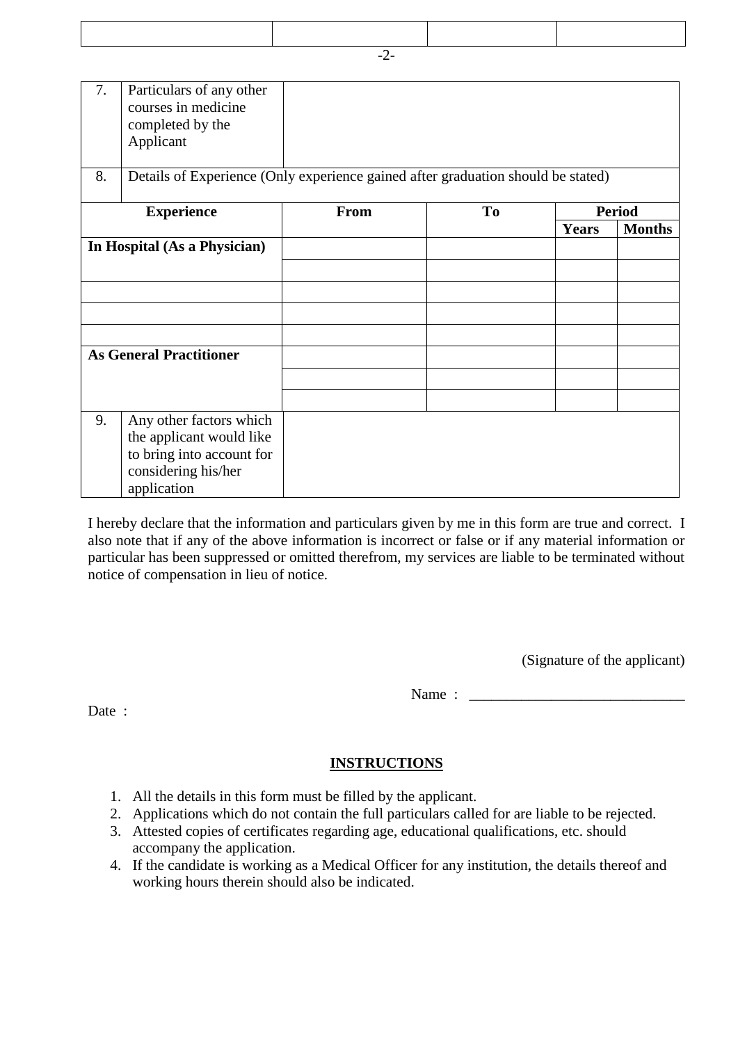| | | | |
|---|---|---|---|
| | | | |

| | | | | | |
|---|---|---|---|---|---|
| 7. | Particulars of any other courses in medicine completed by the Applicant | | | | |
| 8. | Details of Experience (Only experience gained after graduation should be stated) | | | | |
| **Experience** | | **From** | **To** | **Period** | |
| | | | | **Years** | **Months** |
| **In Hospital (As a Physician)** | | | | | |
| | | | | | |
| | | | | | |
| | | | | | |
| | | | | | |
| **As General Practitioner** | | | | | |
| | | | | | |
| | | | | | |
| 9. | Any other factors which the applicant would like to bring into account for considering his/her application | | | | |

I hereby declare that the information and particulars given by me in this form are true and correct. I also note that if any of the above information is incorrect or false or if any material information or particular has been suppressed or omitted therefrom, my services are liable to be terminated without notice of compensation in lieu of notice.

(Signature of the applicant)

Name : ______________________________

Date :

## INSTRUCTIONS

1. All the details in this form must be filled by the applicant.
2. Applications which do not contain the full particulars called for are liable to be rejected.
3. Attested copies of certificates regarding age, educational qualifications, etc. should accompany the application.
4. If the candidate is working as a Medical Officer for any institution, the details thereof and working hours therein should also be indicated.